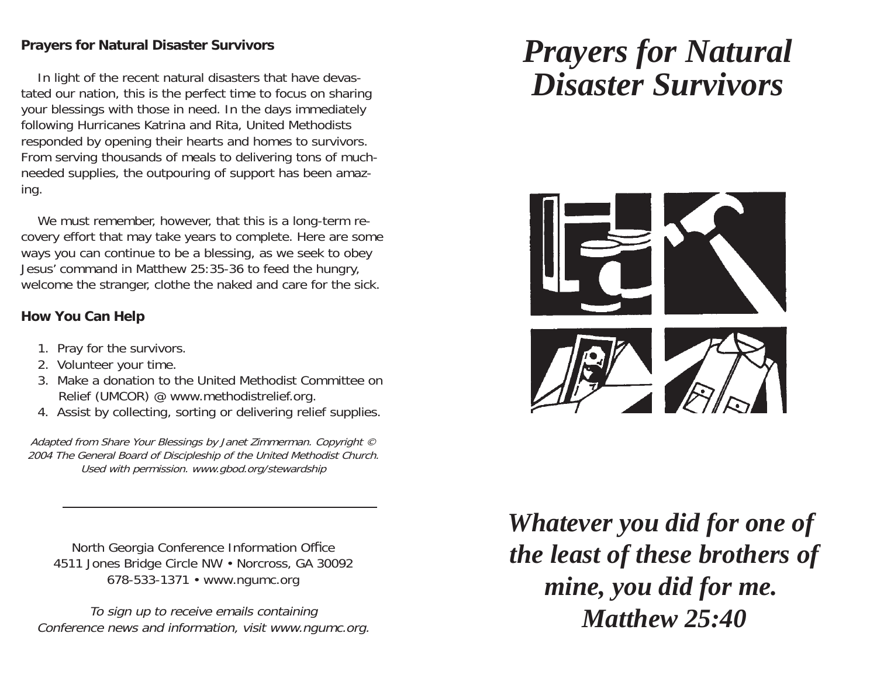**Prayers for Natural Disaster Survivors**

In light of the recent natural disasters that have devastated our nation, this is the perfect time to focus on sharing your blessings with those in need. In the days immediately following Hurricanes Katrina and Rita, United Methodists responded by opening their hearts and homes to survivors. From serving thousands of meals to delivering tons of much-needed supplies, the outpouring of support has been amazing.

We must remember, however, that this is a long-term recovery effort that may take years to complete. Here are some ways you can continue to be a blessing, as we seek to obey Jesus' command in Matthew 25:35-36 to feed the hungry, welcome the stranger, clothe the naked and care for the sick.

**How You Can Help**

1. Pray for the survivors.
2. Volunteer your time.
3. Make a donation to the United Methodist Committee on Relief (UMCOR) @ www.methodistrelief.org.
4. Assist by collecting, sorting or delivering relief supplies.

*Adapted from Share Your Blessings by Janet Zimmerman. Copyright © 2004 The General Board of Discipleship of the United Methodist Church. Used with permission. www.gbod.org/stewardship*

---

North Georgia Conference Information Office
4511 Jones Bridge Circle NW • Norcross, GA 30092
678-533-1371 • www.ngumc.org

*To sign up to receive emails containing Conference news and information, visit www.ngumc.org.*

# *Prayers for Natural Disaster Survivors*

***Whatever you did for one of the least of these brothers of mine, you did for me. Matthew 25:40***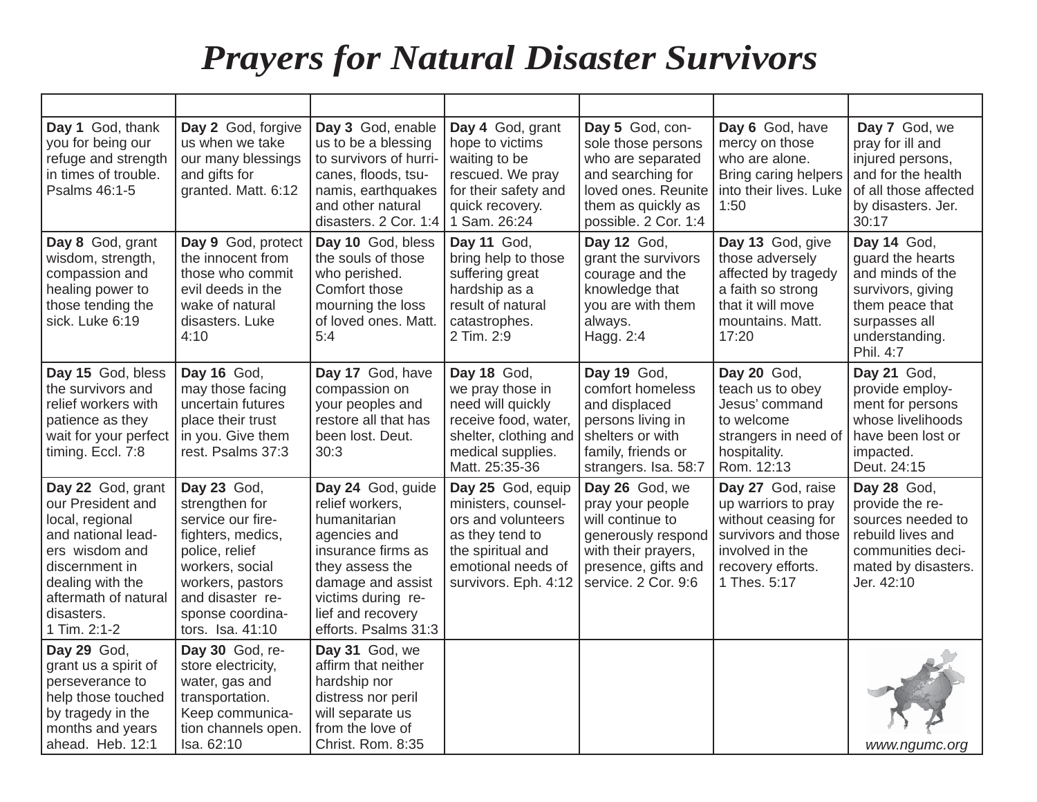# *Prayers for Natural Disaster Survivors*

| | | | | | | |
|---|---|---|---|---|---|---|
| **Day 1** God, thank you for being our refuge and strength in times of trouble. Psalms 46:1-5 | **Day 2** God, forgive us when we take our many blessings and gifts for granted. Matt. 6:12 | **Day 3** God, enable us to be a blessing to survivors of hurricanes, floods, tsunamis, earthquakes and other natural disasters. 2 Cor. 1:4 | **Day 4** God, grant hope to victims waiting to be rescued. We pray for their safety and quick recovery. 1 Sam. 26:24 | **Day 5** God, console those persons who are separated and searching for loved ones. Reunite them as quickly as possible. 2 Cor. 1:4 | **Day 6** God, have mercy on those who are alone. Bring caring helpers into their lives. Luke 1:50 | **Day 7** God, we pray for ill and injured persons, and for the health of all those affected by disasters. Jer. 30:17 |
| **Day 8** God, grant wisdom, strength, compassion and healing power to those tending the sick. Luke 6:19 | **Day 9** God, protect the innocent from those who commit evil deeds in the wake of natural disasters. Luke 4:10 | **Day 10** God, bless the souls of those who perished. Comfort those mourning the loss of loved ones. Matt. 5:4 | **Day 11** God, bring help to those suffering great hardship as a result of natural catastrophes. 2 Tim. 2:9 | **Day 12** God, grant the survivors courage and the knowledge that you are with them always. Hagg. 2:4 | **Day 13** God, give those adversely affected by tragedy a faith so strong that it will move mountains. Matt. 17:20 | **Day 14** God, guard the hearts and minds of the survivors, giving them peace that surpasses all understanding. Phil. 4:7 |
| **Day 15** God, bless the survivors and relief workers with patience as they wait for your perfect timing. Eccl. 7:8 | **Day 16** God, may those facing uncertain futures place their trust in you. Give them rest. Psalms 37:3 | **Day 17** God, have compassion on your peoples and restore all that has been lost. Deut. 30:3 | **Day 18** God, we pray those in need will quickly receive food, water, shelter, clothing and medical supplies. Matt. 25:35-36 | **Day 19** God, comfort homeless and displaced persons living in shelters or with family, friends or strangers. Isa. 58:7 | **Day 20** God, teach us to obey Jesus' command to welcome strangers in need of hospitality. Rom. 12:13 | **Day 21** God, provide employment for persons whose livelihoods have been lost or impacted. Deut. 24:15 |
| **Day 22** God, grant our President and local, regional and national leaders wisdom and discernment in dealing with the aftermath of natural disasters. 1 Tim. 2:1-2 | **Day 23** God, strengthen for service our firefighters, medics, police, relief workers, social workers, pastors and disaster response coordinators. Isa. 41:10 | **Day 24** God, guide relief workers, humanitarian agencies and insurance firms as they assess the damage and assist victims during relief and recovery efforts. Psalms 31:3 | **Day 25** God, equip ministers, counselors and volunteers as they tend to the spiritual and emotional needs of survivors. Eph. 4:12 | **Day 26** God, we pray your people will continue to generously respond with their prayers, presence, gifts and service. 2 Cor. 9:6 | **Day 27** God, raise up warriors to pray without ceasing for survivors and those involved in the recovery efforts. 1 Thes. 5:17 | **Day 28** God, provide the resources needed to rebuild lives and communities decimated by disasters. Jer. 42:10 |
| **Day 29** God, grant us a spirit of perseverance to help those touched by tragedy in the months and years ahead. Heb. 12:1 | **Day 30** God, restore electricity, water, gas and transportation. Keep communication channels open. Isa. 62:10 | **Day 31** God, we affirm that neither hardship nor distress nor peril will separate us from the love of Christ. Rom. 8:35 | | | | *www.ngumc.org* |